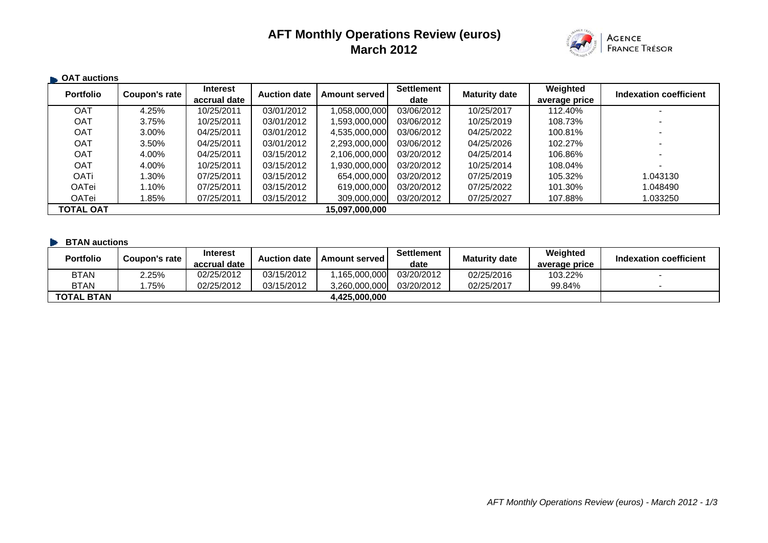# AFT Monthly Operations Review (euros)
# March 2012

AGENCE FRANCE TRÉSOR

### OAT auctions

| Portfolio | Coupon's rate | Interest accrual date | Auction date | Amount served | Settlement date | Maturity date | Weighted average price | Indexation coefficient |
|---|---|---|---|---|---|---|---|---|
| OAT | 4.25% | 10/25/2011 | 03/01/2012 | 1,058,000,000 | 03/06/2012 | 10/25/2017 | 112.40% | - |
| OAT | 3.75% | 10/25/2011 | 03/01/2012 | 1,593,000,000 | 03/06/2012 | 10/25/2019 | 108.73% | - |
| OAT | 3.00% | 04/25/2011 | 03/01/2012 | 4,535,000,000 | 03/06/2012 | 04/25/2022 | 100.81% | - |
| OAT | 3.50% | 04/25/2011 | 03/01/2012 | 2,293,000,000 | 03/06/2012 | 04/25/2026 | 102.27% | - |
| OAT | 4.00% | 04/25/2011 | 03/15/2012 | 2,106,000,000 | 03/20/2012 | 04/25/2014 | 106.86% | - |
| OAT | 4.00% | 10/25/2011 | 03/15/2012 | 1,930,000,000 | 03/20/2012 | 10/25/2014 | 108.04% | - |
| OATi | 1.30% | 07/25/2011 | 03/15/2012 | 654,000,000 | 03/20/2012 | 07/25/2019 | 105.32% | 1.043130 |
| OATei | 1.10% | 07/25/2011 | 03/15/2012 | 619,000,000 | 03/20/2012 | 07/25/2022 | 101.30% | 1.048490 |
| OATei | 1.85% | 07/25/2011 | 03/15/2012 | 309,000,000 | 03/20/2012 | 07/25/2027 | 107.88% | 1.033250 |
| **TOTAL OAT** | | | | **15,097,000,000** | | | | |

### BTAN auctions

| Portfolio | Coupon's rate | Interest accrual date | Auction date | Amount served | Settlement date | Maturity date | Weighted average price | Indexation coefficient |
|---|---|---|---|---|---|---|---|---|
| BTAN | 2.25% | 02/25/2012 | 03/15/2012 | 1,165,000,000 | 03/20/2012 | 02/25/2016 | 103.22% | - |
| BTAN | 1.75% | 02/25/2012 | 03/15/2012 | 3,260,000,000 | 03/20/2012 | 02/25/2017 | 99.84% | - |
| **TOTAL BTAN** | | | | **4,425,000,000** | | | | |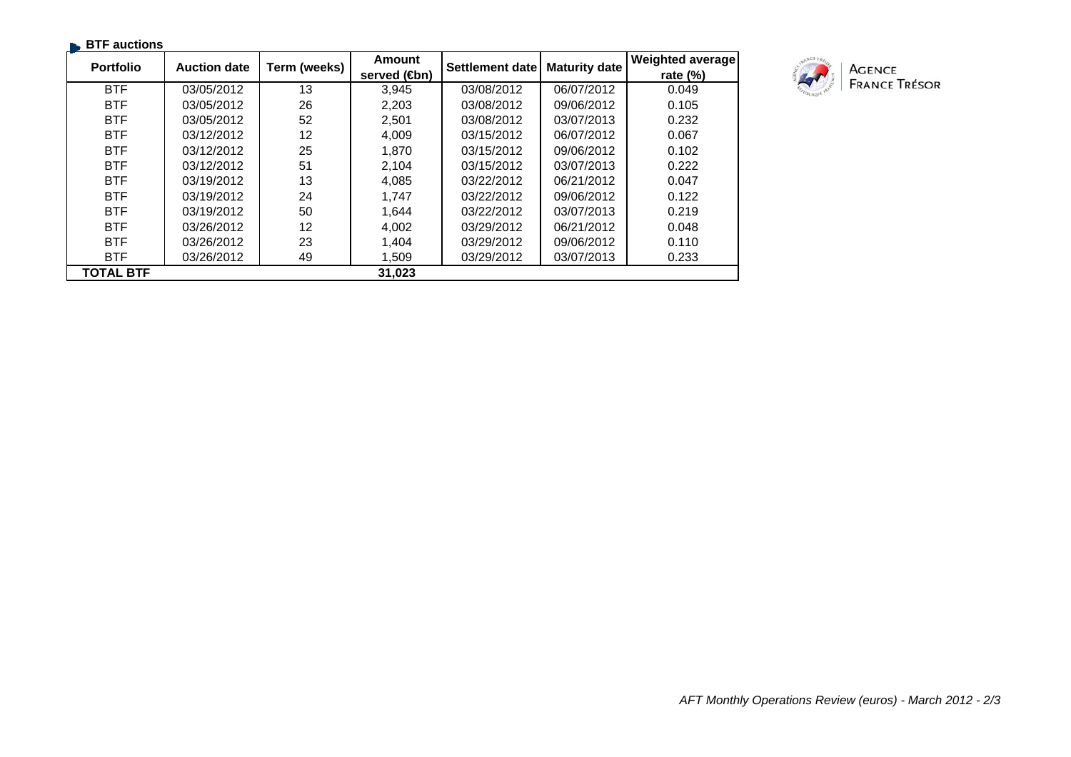## BTF auctions

| Portfolio | Auction date | Term (weeks) | Amount served (€bn) | Settlement date | Maturity date | Weighted average rate (%) |
|---|---|---|---|---|---|---|
| BTF | 03/05/2012 | 13 | 3,945 | 03/08/2012 | 06/07/2012 | 0.049 |
| BTF | 03/05/2012 | 26 | 2,203 | 03/08/2012 | 09/06/2012 | 0.105 |
| BTF | 03/05/2012 | 52 | 2,501 | 03/08/2012 | 03/07/2013 | 0.232 |
| BTF | 03/12/2012 | 12 | 4,009 | 03/15/2012 | 06/07/2012 | 0.067 |
| BTF | 03/12/2012 | 25 | 1,870 | 03/15/2012 | 09/06/2012 | 0.102 |
| BTF | 03/12/2012 | 51 | 2,104 | 03/15/2012 | 03/07/2013 | 0.222 |
| BTF | 03/19/2012 | 13 | 4,085 | 03/22/2012 | 06/21/2012 | 0.047 |
| BTF | 03/19/2012 | 24 | 1,747 | 03/22/2012 | 09/06/2012 | 0.122 |
| BTF | 03/19/2012 | 50 | 1,644 | 03/22/2012 | 03/07/2013 | 0.219 |
| BTF | 03/26/2012 | 12 | 4,002 | 03/29/2012 | 06/21/2012 | 0.048 |
| BTF | 03/26/2012 | 23 | 1,404 | 03/29/2012 | 09/06/2012 | 0.110 |
| BTF | 03/26/2012 | 49 | 1,509 | 03/29/2012 | 03/07/2013 | 0.233 |
| **TOTAL BTF** | | | **31,023** | | | |

AGENCE FRANCE TRÉSOR

*AFT Monthly Operations Review (euros) - March 2012*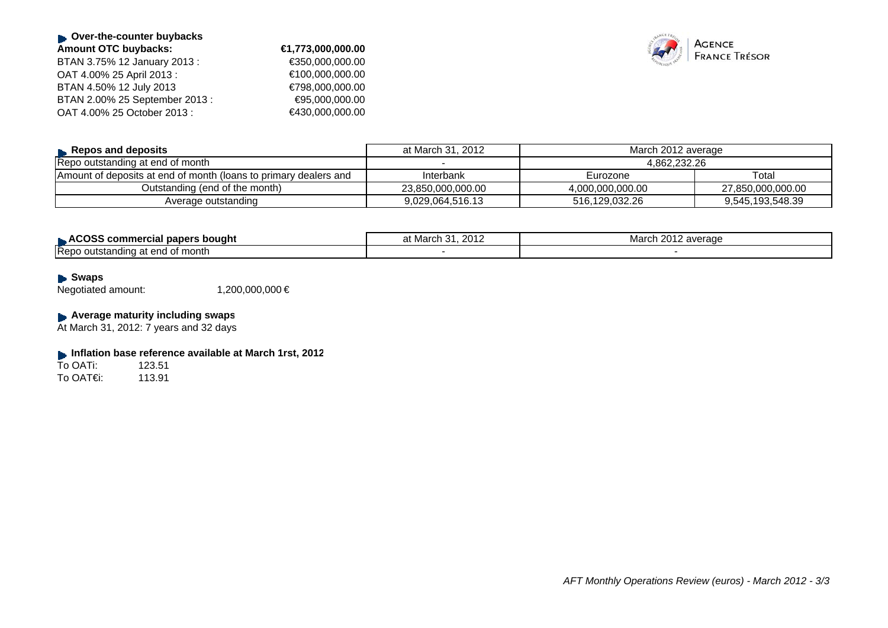## Over-the-counter buybacks

| | |
|---|---|
| **Amount OTC buybacks:** | **€1,773,000,000.00** |
| BTAN 3.75% 12 January 2013 : | €350,000,000.00 |
| OAT 4.00% 25 April 2013 : | €100,000,000.00 |
| BTAN 4.50% 12 July 2013 | €798,000,000.00 |
| BTAN 2.00% 25 September 2013 : | €95,000,000.00 |
| OAT 4.00% 25 October 2013 : | €430,000,000.00 |

AGENCE FRANCE TRÉSOR

| **Repos and deposits** | at March 31, 2012 | March 2012 average | |
|---|---|---|---|
| Repo outstanding at end of month | - | 4,862,232.26 | |
| Amount of deposits at end of month (loans to primary dealers and | Interbank | Eurozone | Total |
| Outstanding (end of the month) | 23,850,000,000.00 | 4,000,000,000.00 | 27,850,000,000.00 |
| Average outstanding | 9,029,064,516.13 | 516,129,032.26 | 9,545,193,548.39 |

| **ACOSS commercial papers bought** | at March 31, 2012 | March 2012 average |
|---|---|---|
| Repo outstanding at end of month | - | - |

## Swaps

Negotiated amount: 1,200,000,000 €

## Average maturity including swaps

At March 31, 2012: 7 years and 32 days

## Inflation base reference available at March 1rst, 2012

| | |
|---|---|
| To OATi: | 123.51 |
| To OAT€i: | 113.91 |